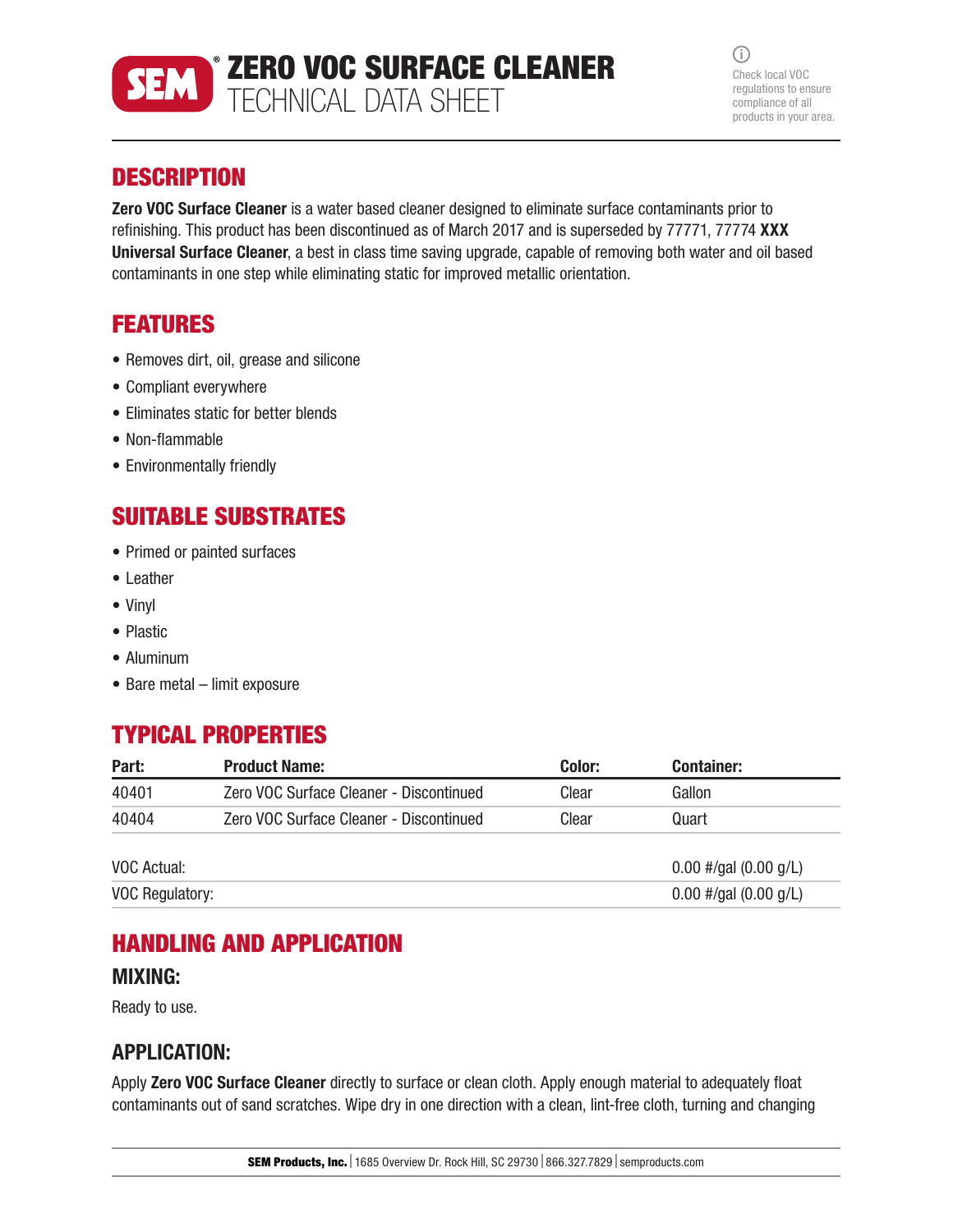# ZERO VOC SURFACE CLEANER
TECHNICAL DATA SHEET

Check local VOC regulations to ensure compliance of all products in your area.

## DESCRIPTION

**Zero VOC Surface Cleaner** is a water based cleaner designed to eliminate surface contaminants prior to refinishing. This product has been discontinued as of March 2017 and is superseded by 77771, 77774 **XXX Universal Surface Cleaner**, a best in class time saving upgrade, capable of removing both water and oil based contaminants in one step while eliminating static for improved metallic orientation.

## FEATURES

- Removes dirt, oil, grease and silicone
- Compliant everywhere
- Eliminates static for better blends
- Non-flammable
- Environmentally friendly

## SUITABLE SUBSTRATES

- Primed or painted surfaces
- Leather
- Vinyl
- Plastic
- Aluminum
- Bare metal – limit exposure

## TYPICAL PROPERTIES

| Part: | Product Name: | Color: | Container: |
|---|---|---|---|
| 40401 | Zero VOC Surface Cleaner - Discontinued | Clear | Gallon |
| 40404 | Zero VOC Surface Cleaner - Discontinued | Clear | Quart |

| | |
|---|---|
| VOC Actual: | 0.00 #/gal (0.00 g/L) |
| VOC Regulatory: | 0.00 #/gal (0.00 g/L) |

## HANDLING AND APPLICATION

### MIXING:

Ready to use.

### APPLICATION:

Apply **Zero VOC Surface Cleaner** directly to surface or clean cloth. Apply enough material to adequately float contaminants out of sand scratches. Wipe dry in one direction with a clean, lint-free cloth, turning and changing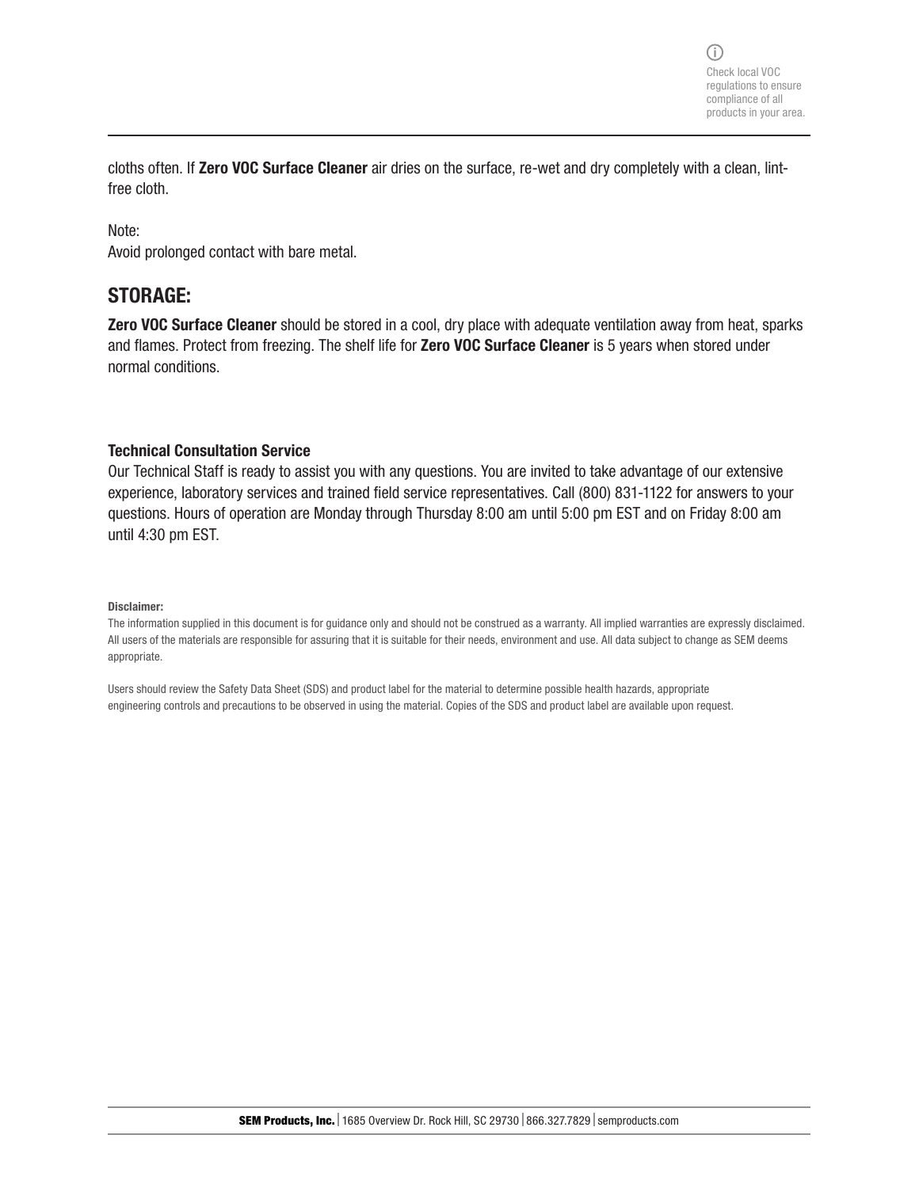Check local VOC regulations to ensure compliance of all products in your area.

cloths often. If **Zero VOC Surface Cleaner** air dries on the surface, re-wet and dry completely with a clean, lint-free cloth.

Note:
Avoid prolonged contact with bare metal.

## STORAGE:

**Zero VOC Surface Cleaner** should be stored in a cool, dry place with adequate ventilation away from heat, sparks and flames. Protect from freezing. The shelf life for **Zero VOC Surface Cleaner** is 5 years when stored under normal conditions.

### Technical Consultation Service

Our Technical Staff is ready to assist you with any questions. You are invited to take advantage of our extensive experience, laboratory services and trained field service representatives. Call (800) 831-1122 for answers to your questions. Hours of operation are Monday through Thursday 8:00 am until 5:00 pm EST and on Friday 8:00 am until 4:30 pm EST.

**Disclaimer:**

The information supplied in this document is for guidance only and should not be construed as a warranty. All implied warranties are expressly disclaimed. All users of the materials are responsible for assuring that it is suitable for their needs, environment and use. All data subject to change as SEM deems appropriate.

Users should review the Safety Data Sheet (SDS) and product label for the material to determine possible health hazards, appropriate engineering controls and precautions to be observed in using the material. Copies of the SDS and product label are available upon request.

**SEM Products, Inc.** | 1685 Overview Dr. Rock Hill, SC 29730 | 866.327.7829 | semproducts.com